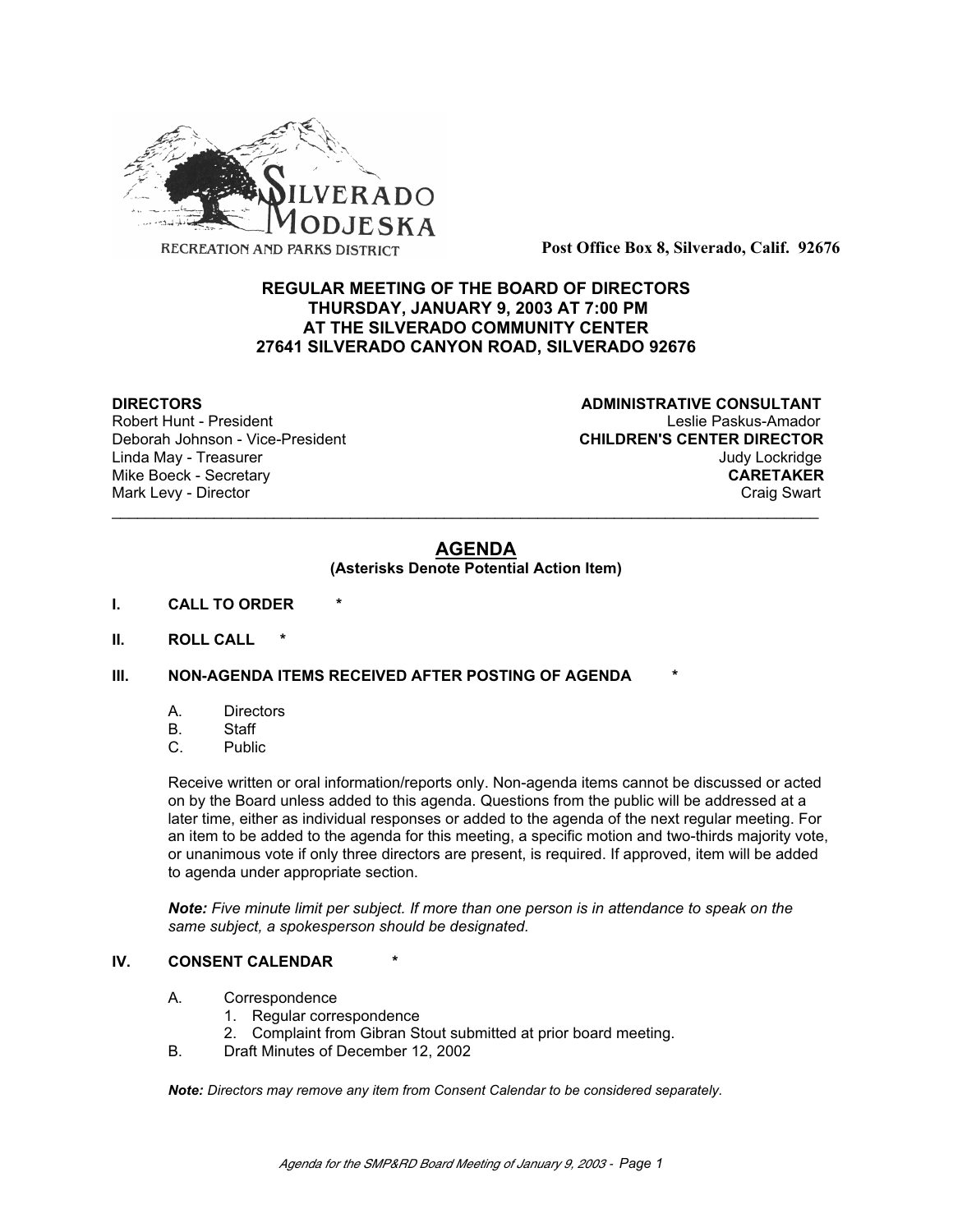SILVERADO MODJESKA
RECREATION AND PARKS DISTRICT

**Post Office Box 8, Silverado, Calif. 92676**

## REGULAR MEETING OF THE BOARD OF DIRECTORS
## THURSDAY, JANUARY 9, 2003 AT 7:00 PM
## AT THE SILVERADO COMMUNITY CENTER
## 27641 SILVERADO CANYON ROAD, SILVERADO 92676

**DIRECTORS**
Robert Hunt - President
Deborah Johnson - Vice-President
Linda May - Treasurer
Mike Boeck - Secretary
Mark Levy - Director

**ADMINISTRATIVE CONSULTANT**
Leslie Paskus-Amador

**CHILDREN'S CENTER DIRECTOR**
Judy Lockridge

**CARETAKER**
Craig Swart

---

# AGENDA

**(Asterisks Denote Potential Action Item)**

**I. CALL TO ORDER** *

**II. ROLL CALL** *

**III. NON-AGENDA ITEMS RECEIVED AFTER POSTING OF AGENDA** *

A. Directors
B. Staff
C. Public

Receive written or oral information/reports only. Non-agenda items cannot be discussed or acted on by the Board unless added to this agenda. Questions from the public will be addressed at a later time, either as individual responses or added to the agenda of the next regular meeting. For an item to be added to the agenda for this meeting, a specific motion and two-thirds majority vote, or unanimous vote if only three directors are present, is required. If approved, item will be added to agenda under appropriate section.

***Note:*** *Five minute limit per subject. If more than one person is in attendance to speak on the same subject, a spokesperson should be designated.*

**IV. CONSENT CALENDAR** *

A. Correspondence
   1. Regular correspondence
   2. Complaint from Gibran Stout submitted at prior board meeting.
B. Draft Minutes of December 12, 2002

***Note:*** *Directors may remove any item from Consent Calendar to be considered separately.*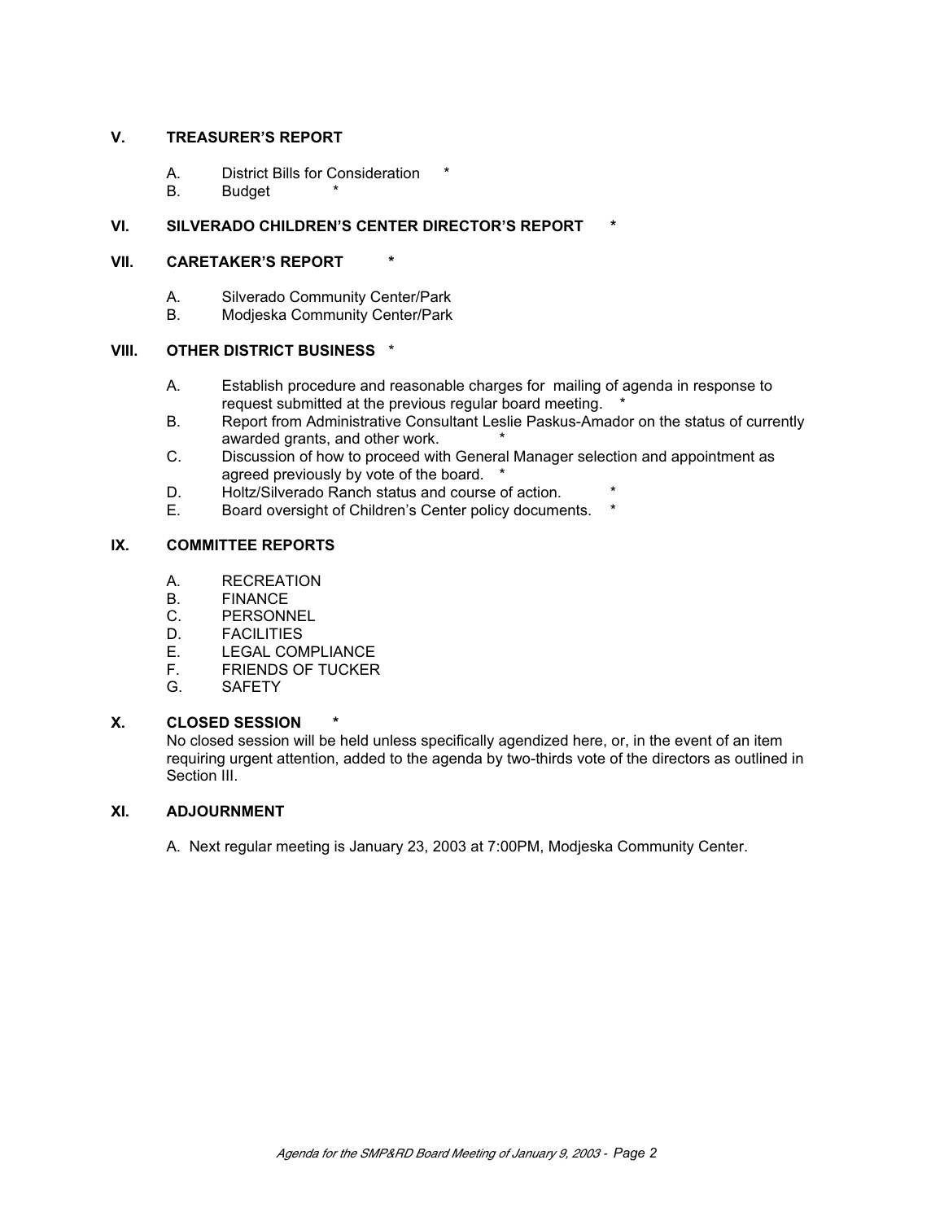## V. TREASURER'S REPORT

A. District Bills for Consideration *
B. Budget *

## VI. SILVERADO CHILDREN'S CENTER DIRECTOR'S REPORT *

## VII. CARETAKER'S REPORT *

A. Silverado Community Center/Park
B. Modjeska Community Center/Park

## VIII. OTHER DISTRICT BUSINESS *

A. Establish procedure and reasonable charges for mailing of agenda in response to request submitted at the previous regular board meeting. *
B. Report from Administrative Consultant Leslie Paskus-Amador on the status of currently awarded grants, and other work. *
C. Discussion of how to proceed with General Manager selection and appointment as agreed previously by vote of the board. *
D. Holtz/Silverado Ranch status and course of action. *
E. Board oversight of Children's Center policy documents. *

## IX. COMMITTEE REPORTS

A. RECREATION
B. FINANCE
C. PERSONNEL
D. FACILITIES
E. LEGAL COMPLIANCE
F. FRIENDS OF TUCKER
G. SAFETY

## X. CLOSED SESSION *

No closed session will be held unless specifically agendized here, or, in the event of an item requiring urgent attention, added to the agenda by two-thirds vote of the directors as outlined in Section III.

## XI. ADJOURNMENT

A. Next regular meeting is January 23, 2003 at 7:00PM, Modjeska Community Center.